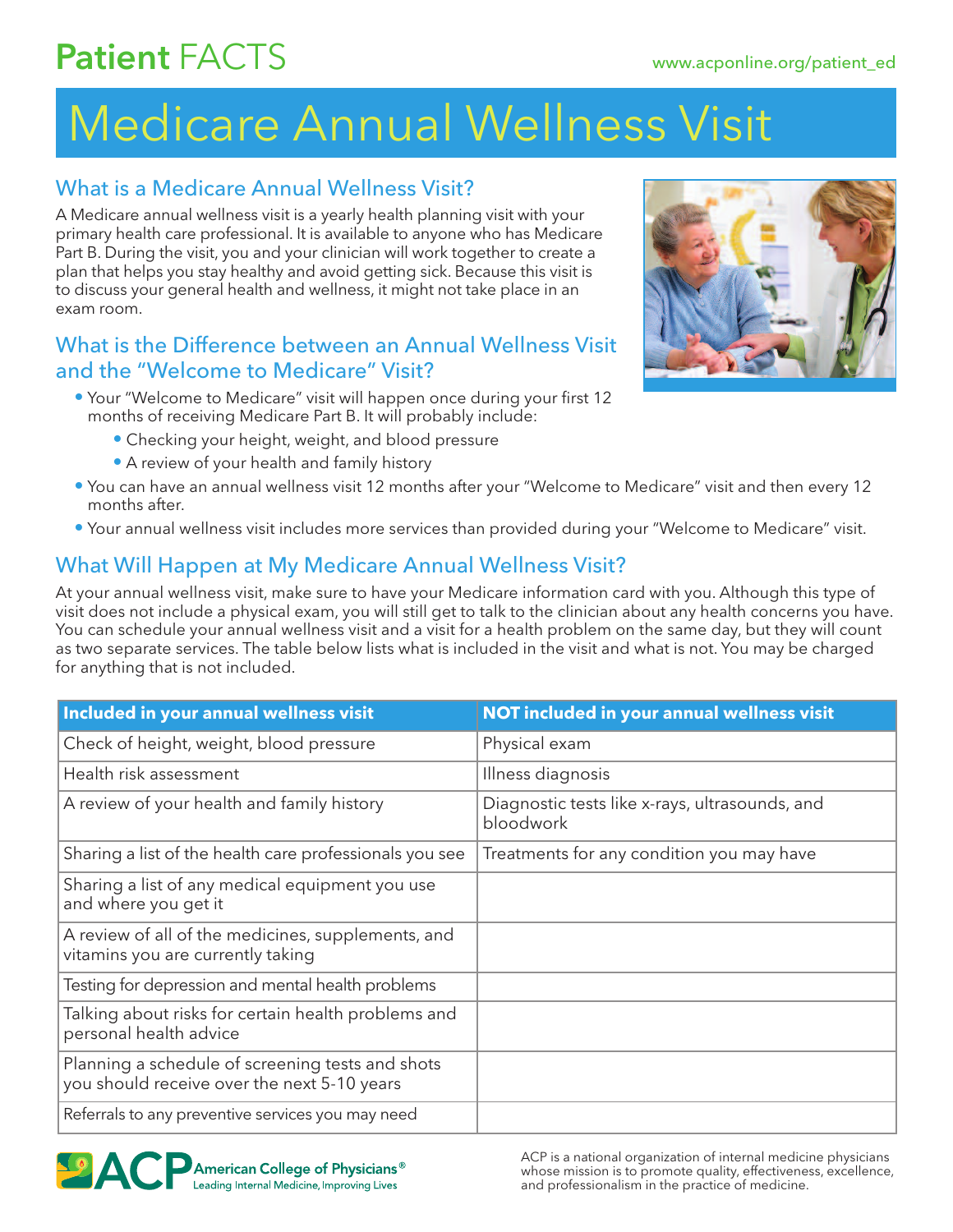**Patient** FACTS

www.acponline.org/patient_ed

# Medicare Annual Wellness Visit

## What is a Medicare Annual Wellness Visit?

A Medicare annual wellness visit is a yearly health planning visit with your primary health care professional. It is available to anyone who has Medicare Part B. During the visit, you and your clinician will work together to create a plan that helps you stay healthy and avoid getting sick. Because this visit is to discuss your general health and wellness, it might not take place in an exam room.

## What is the Difference between an Annual Wellness Visit and the "Welcome to Medicare" Visit?

- Your "Welcome to Medicare" visit will happen once during your first 12 months of receiving Medicare Part B. It will probably include:
  - Checking your height, weight, and blood pressure
  - A review of your health and family history
- You can have an annual wellness visit 12 months after your "Welcome to Medicare" visit and then every 12 months after.
- Your annual wellness visit includes more services than provided during your "Welcome to Medicare" visit.

## What Will Happen at My Medicare Annual Wellness Visit?

At your annual wellness visit, make sure to have your Medicare information card with you. Although this type of visit does not include a physical exam, you will still get to talk to the clinician about any health concerns you have. You can schedule your annual wellness visit and a visit for a health problem on the same day, but they will count as two separate services. The table below lists what is included in the visit and what is not. You may be charged for anything that is not included.

| Included in your annual wellness visit | NOT included in your annual wellness visit |
|---|---|
| Check of height, weight, blood pressure | Physical exam |
| Health risk assessment | Illness diagnosis |
| A review of your health and family history | Diagnostic tests like x-rays, ultrasounds, and bloodwork |
| Sharing a list of the health care professionals you see | Treatments for any condition you may have |
| Sharing a list of any medical equipment you use and where you get it | |
| A review of all of the medicines, supplements, and vitamins you are currently taking | |
| Testing for depression and mental health problems | |
| Talking about risks for certain health problems and personal health advice | |
| Planning a schedule of screening tests and shots you should receive over the next 5-10 years | |
| Referrals to any preventive services you may need | |

ACP American College of Physicians® Leading Internal Medicine, Improving Lives

ACP is a national organization of internal medicine physicians whose mission is to promote quality, effectiveness, excellence, and professionalism in the practice of medicine.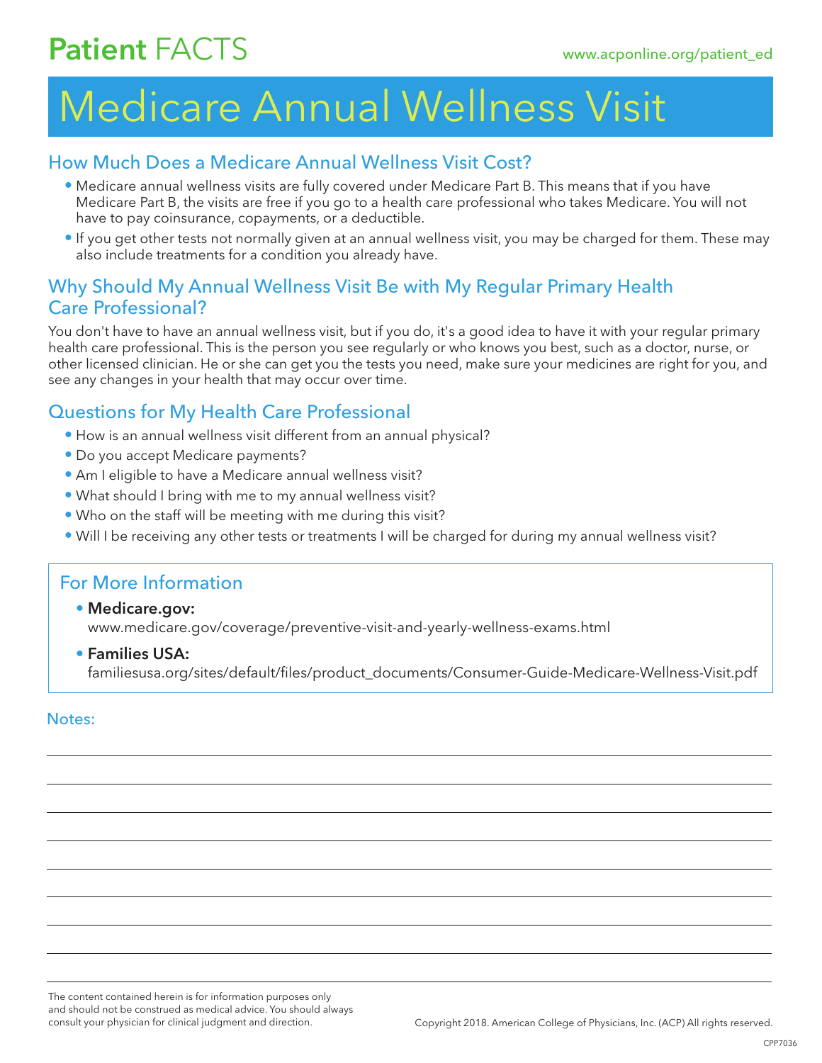# Medicare Annual Wellness Visit

## How Much Does a Medicare Annual Wellness Visit Cost?

- Medicare annual wellness visits are fully covered under Medicare Part B. This means that if you have Medicare Part B, the visits are free if you go to a health care professional who takes Medicare. You will not have to pay coinsurance, copayments, or a deductible.
- If you get other tests not normally given at an annual wellness visit, you may be charged for them. These may also include treatments for a condition you already have.

## Why Should My Annual Wellness Visit Be with My Regular Primary Health Care Professional?

You don't have to have an annual wellness visit, but if you do, it's a good idea to have it with your regular primary health care professional. This is the person you see regularly or who knows you best, such as a doctor, nurse, or other licensed clinician. He or she can get you the tests you need, make sure your medicines are right for you, and see any changes in your health that may occur over time.

## Questions for My Health Care Professional

- How is an annual wellness visit different from an annual physical?
- Do you accept Medicare payments?
- Am I eligible to have a Medicare annual wellness visit?
- What should I bring with me to my annual wellness visit?
- Who on the staff will be meeting with me during this visit?
- Will I be receiving any other tests or treatments I will be charged for during my annual wellness visit?

## For More Information

- **Medicare.gov:**
  www.medicare.gov/coverage/preventive-visit-and-yearly-wellness-exams.html
- **Families USA:**
  familiesusa.org/sites/default/files/product_documents/Consumer-Guide-Medicare-Wellness-Visit.pdf

Notes:

The content contained herein is for information purposes only and should not be construed as medical advice. You should always consult your physician for clinical judgment and direction.

Copyright 2018. American College of Physicians, Inc. (ACP) All rights reserved.

CPP7036